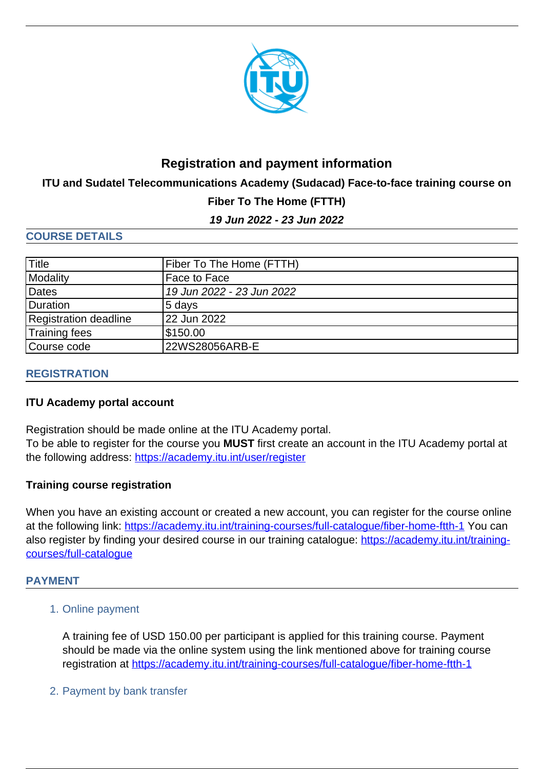# Registration and payment information

**ITU and Sudatel Telecommunications Academy (Sudacad) Face-to-face training course on Fiber To The Home (FTTH)**

***19 Jun 2022 - 23 Jun 2022***

## COURSE DETAILS

| | |
|---|---|
| Title | Fiber To The Home (FTTH) |
| Modality | Face to Face |
| Dates | *19 Jun 2022 - 23 Jun 2022* |
| Duration | 5 days |
| Registration deadline | 22 Jun 2022 |
| Training fees | $150.00 |
| Course code | 22WS28056ARB-E |

## REGISTRATION

### ITU Academy portal account

Registration should be made online at the ITU Academy portal.
To be able to register for the course you **MUST** first create an account in the ITU Academy portal at the following address: https://academy.itu.int/user/register

### Training course registration

When you have an existing account or created a new account, you can register for the course online at the following link: https://academy.itu.int/training-courses/full-catalogue/fiber-home-ftth-1 You can also register by finding your desired course in our training catalogue: https://academy.itu.int/training-courses/full-catalogue

## PAYMENT

1. Online payment

   A training fee of USD 150.00 per participant is applied for this training course. Payment should be made via the online system using the link mentioned above for training course registration at https://academy.itu.int/training-courses/full-catalogue/fiber-home-ftth-1

2. Payment by bank transfer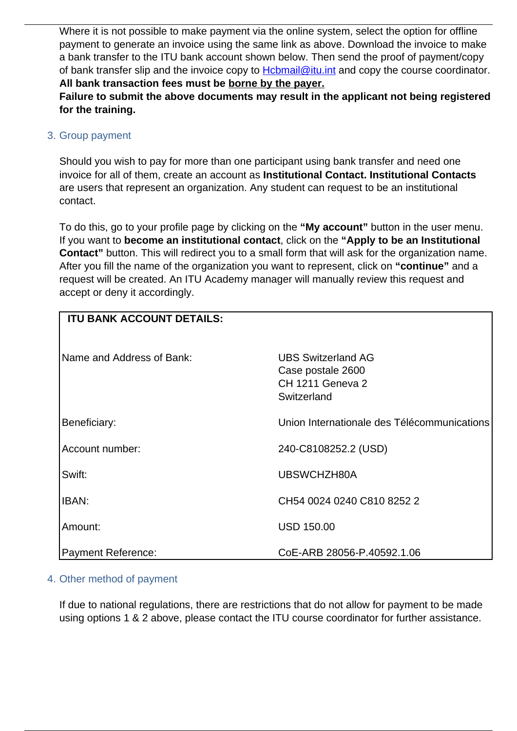Where it is not possible to make payment via the online system, select the option for offline payment to generate an invoice using the same link as above. Download the invoice to make a bank transfer to the ITU bank account shown below. Then send the proof of payment/copy of bank transfer slip and the invoice copy to Hcbmail@itu.int and copy the course coordinator.

**All bank transaction fees must be borne by the payer.**

**Failure to submit the above documents may result in the applicant not being registered for the training.**

3. Group payment

Should you wish to pay for more than one participant using bank transfer and need one invoice for all of them, create an account as **Institutional Contact. Institutional Contacts** are users that represent an organization. Any student can request to be an institutional contact.

To do this, go to your profile page by clicking on the **"My account"** button in the user menu. If you want to **become an institutional contact**, click on the **"Apply to be an Institutional Contact"** button. This will redirect you to a small form that will ask for the organization name. After you fill the name of the organization you want to represent, click on **"continue"** and a request will be created. An ITU Academy manager will manually review this request and accept or deny it accordingly.

| **ITU BANK ACCOUNT DETAILS:** | |
|---|---|
| Name and Address of Bank: | UBS Switzerland AG<br>Case postale 2600<br>CH 1211 Geneva 2<br>Switzerland |
| Beneficiary: | Union Internationale des Télécommunications |
| Account number: | 240-C8108252.2 (USD) |
| Swift: | UBSWCHZH80A |
| IBAN: | CH54 0024 0240 C810 8252 2 |
| Amount: | USD 150.00 |
| Payment Reference: | CoE-ARB 28056-P.40592.1.06 |

4. Other method of payment

If due to national regulations, there are restrictions that do not allow for payment to be made using options 1 & 2 above, please contact the ITU course coordinator for further assistance.